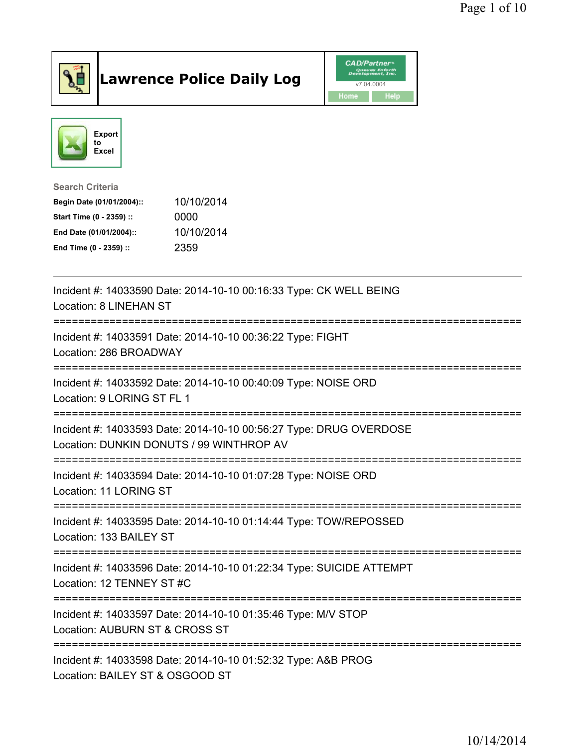# Lawrence Police Daily Log

CAD/Partner™ v7.04.0004

Home | Help

Export to Excel

**Search Criteria**

| | |
|---|---|
| **Begin Date (01/01/2004)::** | 10/10/2014 |
| **Start Time (0 - 2359) ::** | 0000 |
| **End Date (01/01/2004)::** | 10/10/2014 |
| **End Time (0 - 2359) ::** | 2359 |

---

Incident #: 14033590 Date: 2014-10-10 00:16:33 Type: CK WELL BEING
Location: 8 LINEHAN ST

===========================================================================

Incident #: 14033591 Date: 2014-10-10 00:36:22 Type: FIGHT
Location: 286 BROADWAY

===========================================================================

Incident #: 14033592 Date: 2014-10-10 00:40:09 Type: NOISE ORD
Location: 9 LORING ST FL 1

===========================================================================

Incident #: 14033593 Date: 2014-10-10 00:56:27 Type: DRUG OVERDOSE
Location: DUNKIN DONUTS / 99 WINTHROP AV

===========================================================================

Incident #: 14033594 Date: 2014-10-10 01:07:28 Type: NOISE ORD
Location: 11 LORING ST

===========================================================================

Incident #: 14033595 Date: 2014-10-10 01:14:44 Type: TOW/REPOSSED
Location: 133 BAILEY ST

===========================================================================

Incident #: 14033596 Date: 2014-10-10 01:22:34 Type: SUICIDE ATTEMPT
Location: 12 TENNEY ST #C

===========================================================================

Incident #: 14033597 Date: 2014-10-10 01:35:46 Type: M/V STOP
Location: AUBURN ST & CROSS ST

===========================================================================

Incident #: 14033598 Date: 2014-10-10 01:52:32 Type: A&B PROG
Location: BAILEY ST & OSGOOD ST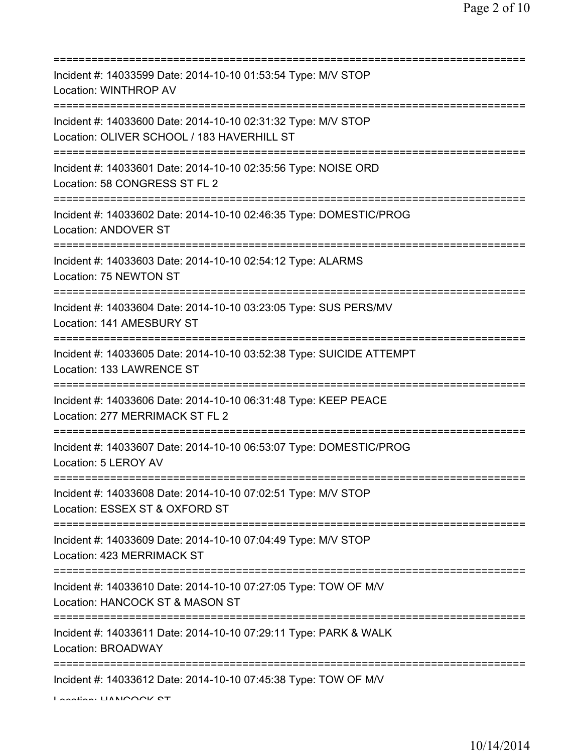===========================================================================

Incident #: 14033599 Date: 2014-10-10 01:53:54 Type: M/V STOP
Location: WINTHROP AV

===========================================================================

Incident #: 14033600 Date: 2014-10-10 02:31:32 Type: M/V STOP
Location: OLIVER SCHOOL / 183 HAVERHILL ST

===========================================================================

Incident #: 14033601 Date: 2014-10-10 02:35:56 Type: NOISE ORD
Location: 58 CONGRESS ST FL 2

===========================================================================

Incident #: 14033602 Date: 2014-10-10 02:46:35 Type: DOMESTIC/PROG
Location: ANDOVER ST

===========================================================================

Incident #: 14033603 Date: 2014-10-10 02:54:12 Type: ALARMS
Location: 75 NEWTON ST

===========================================================================

Incident #: 14033604 Date: 2014-10-10 03:23:05 Type: SUS PERS/MV
Location: 141 AMESBURY ST

===========================================================================

Incident #: 14033605 Date: 2014-10-10 03:52:38 Type: SUICIDE ATTEMPT
Location: 133 LAWRENCE ST

===========================================================================

Incident #: 14033606 Date: 2014-10-10 06:31:48 Type: KEEP PEACE
Location: 277 MERRIMACK ST FL 2

===========================================================================

Incident #: 14033607 Date: 2014-10-10 06:53:07 Type: DOMESTIC/PROG
Location: 5 LEROY AV

===========================================================================

Incident #: 14033608 Date: 2014-10-10 07:02:51 Type: M/V STOP
Location: ESSEX ST & OXFORD ST

===========================================================================

Incident #: 14033609 Date: 2014-10-10 07:04:49 Type: M/V STOP
Location: 423 MERRIMACK ST

===========================================================================

Incident #: 14033610 Date: 2014-10-10 07:27:05 Type: TOW OF M/V
Location: HANCOCK ST & MASON ST

===========================================================================

Incident #: 14033611 Date: 2014-10-10 07:29:11 Type: PARK & WALK
Location: BROADWAY

===========================================================================

Incident #: 14033612 Date: 2014-10-10 07:45:38 Type: TOW OF M/V
Location: HANCOCK ST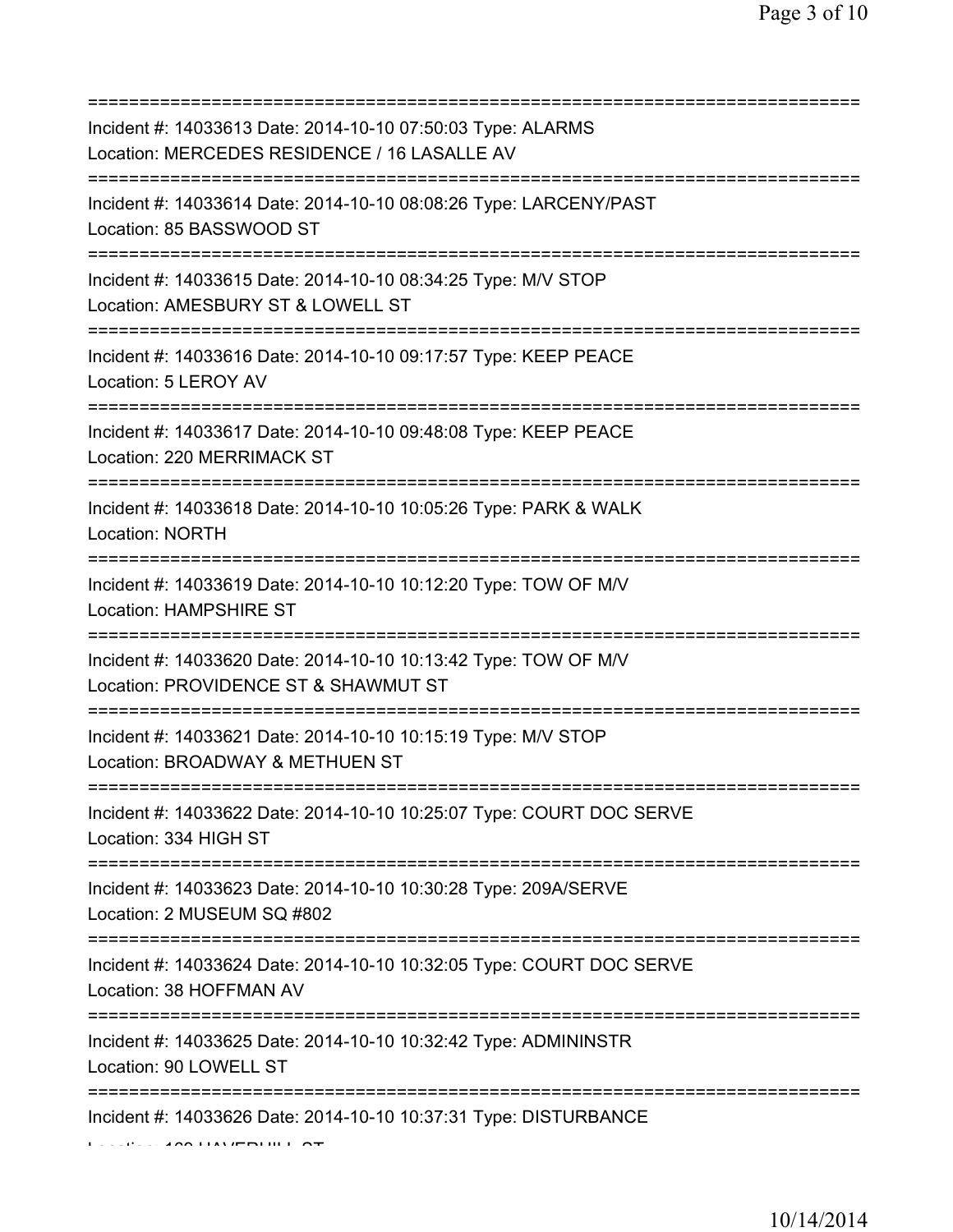===========================================================================
Incident #: 14033613 Date: 2014-10-10 07:50:03 Type: ALARMS
Location: MERCEDES RESIDENCE / 16 LASALLE AV
===========================================================================
Incident #: 14033614 Date: 2014-10-10 08:08:26 Type: LARCENY/PAST
Location: 85 BASSWOOD ST
===========================================================================
Incident #: 14033615 Date: 2014-10-10 08:34:25 Type: M/V STOP
Location: AMESBURY ST & LOWELL ST
===========================================================================
Incident #: 14033616 Date: 2014-10-10 09:17:57 Type: KEEP PEACE
Location: 5 LEROY AV
===========================================================================
Incident #: 14033617 Date: 2014-10-10 09:48:08 Type: KEEP PEACE
Location: 220 MERRIMACK ST
===========================================================================
Incident #: 14033618 Date: 2014-10-10 10:05:26 Type: PARK & WALK
Location: NORTH
===========================================================================
Incident #: 14033619 Date: 2014-10-10 10:12:20 Type: TOW OF M/V
Location: HAMPSHIRE ST
===========================================================================
Incident #: 14033620 Date: 2014-10-10 10:13:42 Type: TOW OF M/V
Location: PROVIDENCE ST & SHAWMUT ST
===========================================================================
Incident #: 14033621 Date: 2014-10-10 10:15:19 Type: M/V STOP
Location: BROADWAY & METHUEN ST
===========================================================================
Incident #: 14033622 Date: 2014-10-10 10:25:07 Type: COURT DOC SERVE
Location: 334 HIGH ST
===========================================================================
Incident #: 14033623 Date: 2014-10-10 10:30:28 Type: 209A/SERVE
Location: 2 MUSEUM SQ #802
===========================================================================
Incident #: 14033624 Date: 2014-10-10 10:32:05 Type: COURT DOC SERVE
Location: 38 HOFFMAN AV
===========================================================================
Incident #: 14033625 Date: 2014-10-10 10:32:42 Type: ADMININSTR
Location: 90 LOWELL ST
===========================================================================
Incident #: 14033626 Date: 2014-10-10 10:37:31 Type: DISTURBANCE
Location: 160 HAVERHILL ST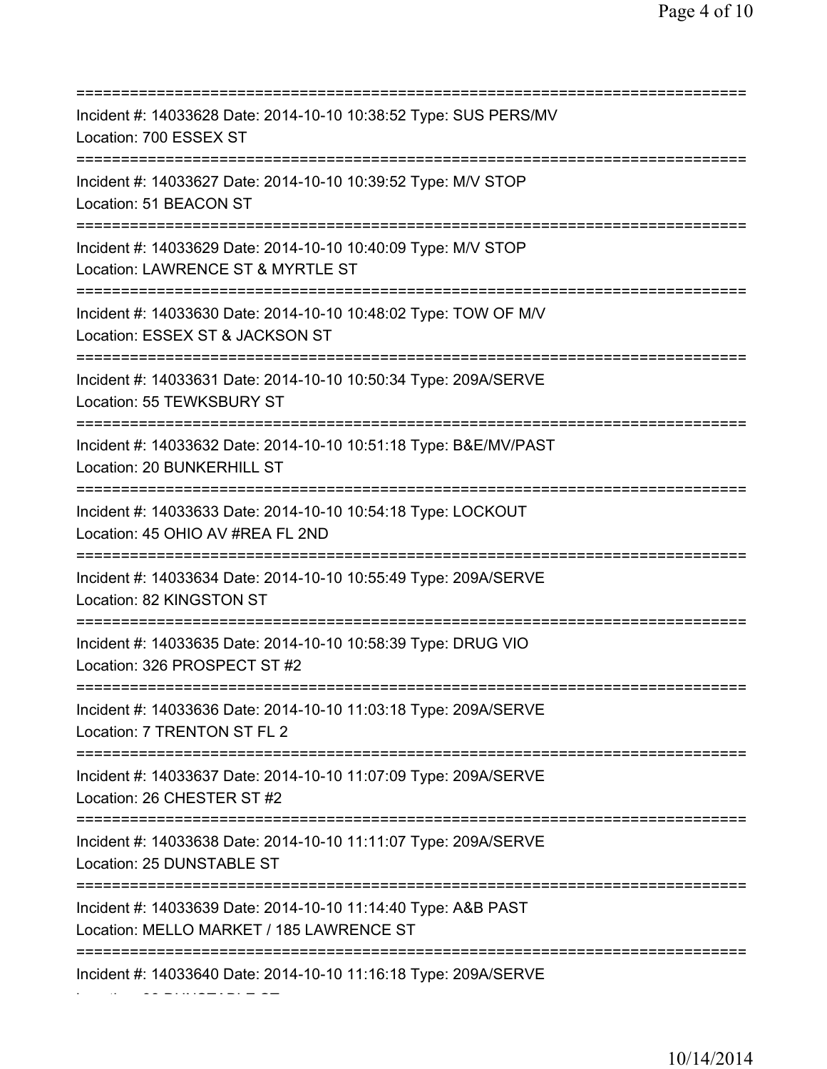===========================================================================
Incident #: 14033628 Date: 2014-10-10 10:38:52 Type: SUS PERS/MV
Location: 700 ESSEX ST
===========================================================================
Incident #: 14033627 Date: 2014-10-10 10:39:52 Type: M/V STOP
Location: 51 BEACON ST
===========================================================================
Incident #: 14033629 Date: 2014-10-10 10:40:09 Type: M/V STOP
Location: LAWRENCE ST & MYRTLE ST
===========================================================================
Incident #: 14033630 Date: 2014-10-10 10:48:02 Type: TOW OF M/V
Location: ESSEX ST & JACKSON ST
===========================================================================
Incident #: 14033631 Date: 2014-10-10 10:50:34 Type: 209A/SERVE
Location: 55 TEWKSBURY ST
===========================================================================
Incident #: 14033632 Date: 2014-10-10 10:51:18 Type: B&E/MV/PAST
Location: 20 BUNKERHILL ST
===========================================================================
Incident #: 14033633 Date: 2014-10-10 10:54:18 Type: LOCKOUT
Location: 45 OHIO AV #REA FL 2ND
===========================================================================
Incident #: 14033634 Date: 2014-10-10 10:55:49 Type: 209A/SERVE
Location: 82 KINGSTON ST
===========================================================================
Incident #: 14033635 Date: 2014-10-10 10:58:39 Type: DRUG VIO
Location: 326 PROSPECT ST #2
===========================================================================
Incident #: 14033636 Date: 2014-10-10 11:03:18 Type: 209A/SERVE
Location: 7 TRENTON ST FL 2
===========================================================================
Incident #: 14033637 Date: 2014-10-10 11:07:09 Type: 209A/SERVE
Location: 26 CHESTER ST #2
===========================================================================
Incident #: 14033638 Date: 2014-10-10 11:11:07 Type: 209A/SERVE
Location: 25 DUNSTABLE ST
===========================================================================
Incident #: 14033639 Date: 2014-10-10 11:14:40 Type: A&B PAST
Location: MELLO MARKET / 185 LAWRENCE ST
===========================================================================
Incident #: 14033640 Date: 2014-10-10 11:16:18 Type: 209A/SERVE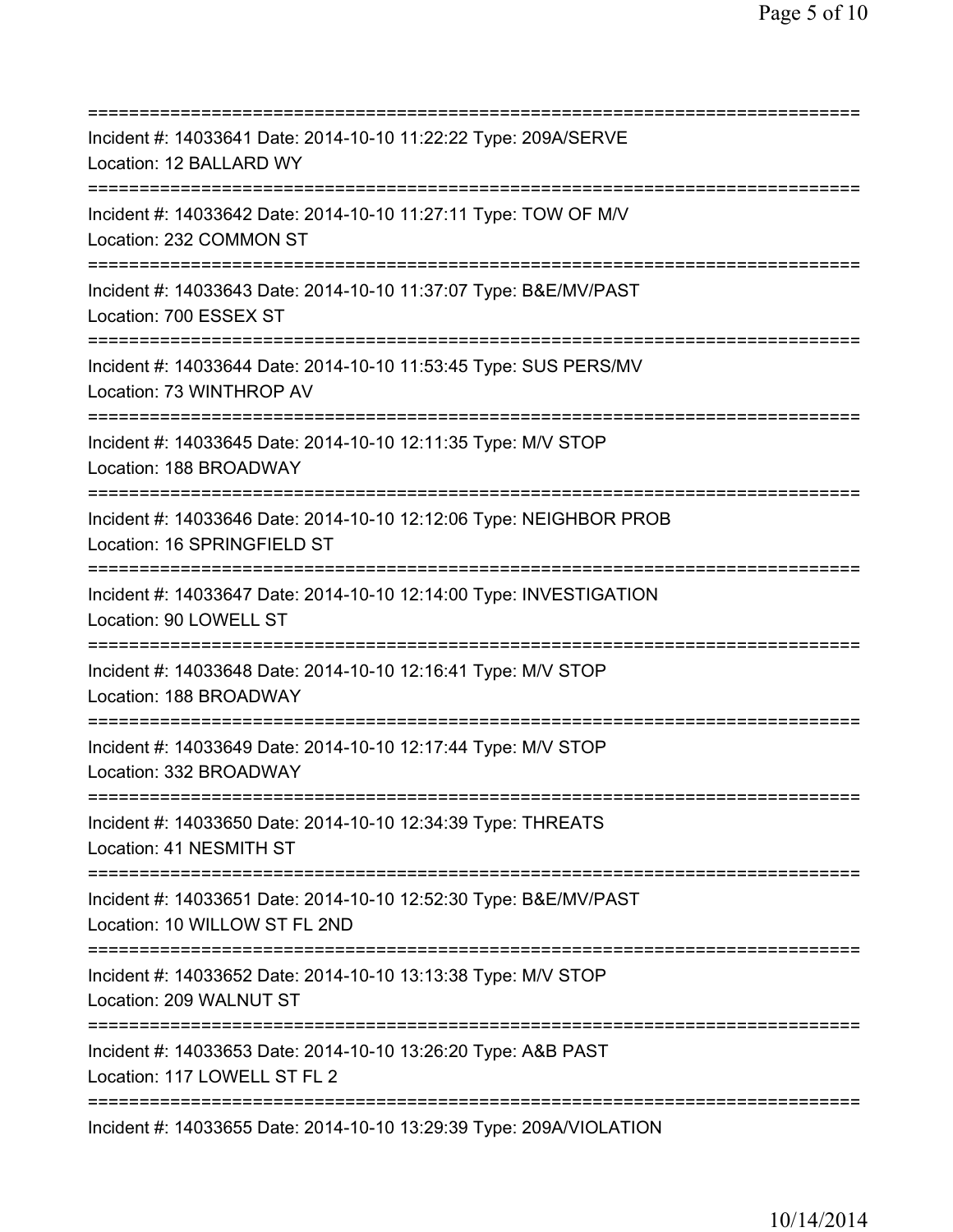===========================================================================
Incident #: 14033641 Date: 2014-10-10 11:22:22 Type: 209A/SERVE
Location: 12 BALLARD WY
===========================================================================
Incident #: 14033642 Date: 2014-10-10 11:27:11 Type: TOW OF M/V
Location: 232 COMMON ST
===========================================================================
Incident #: 14033643 Date: 2014-10-10 11:37:07 Type: B&E/MV/PAST
Location: 700 ESSEX ST
===========================================================================
Incident #: 14033644 Date: 2014-10-10 11:53:45 Type: SUS PERS/MV
Location: 73 WINTHROP AV
===========================================================================
Incident #: 14033645 Date: 2014-10-10 12:11:35 Type: M/V STOP
Location: 188 BROADWAY
===========================================================================
Incident #: 14033646 Date: 2014-10-10 12:12:06 Type: NEIGHBOR PROB
Location: 16 SPRINGFIELD ST
===========================================================================
Incident #: 14033647 Date: 2014-10-10 12:14:00 Type: INVESTIGATION
Location: 90 LOWELL ST
===========================================================================
Incident #: 14033648 Date: 2014-10-10 12:16:41 Type: M/V STOP
Location: 188 BROADWAY
===========================================================================
Incident #: 14033649 Date: 2014-10-10 12:17:44 Type: M/V STOP
Location: 332 BROADWAY
===========================================================================
Incident #: 14033650 Date: 2014-10-10 12:34:39 Type: THREATS
Location: 41 NESMITH ST
===========================================================================
Incident #: 14033651 Date: 2014-10-10 12:52:30 Type: B&E/MV/PAST
Location: 10 WILLOW ST FL 2ND
===========================================================================
Incident #: 14033652 Date: 2014-10-10 13:13:38 Type: M/V STOP
Location: 209 WALNUT ST
===========================================================================
Incident #: 14033653 Date: 2014-10-10 13:26:20 Type: A&B PAST
Location: 117 LOWELL ST FL 2
===========================================================================
Incident #: 14033655 Date: 2014-10-10 13:29:39 Type: 209A/VIOLATION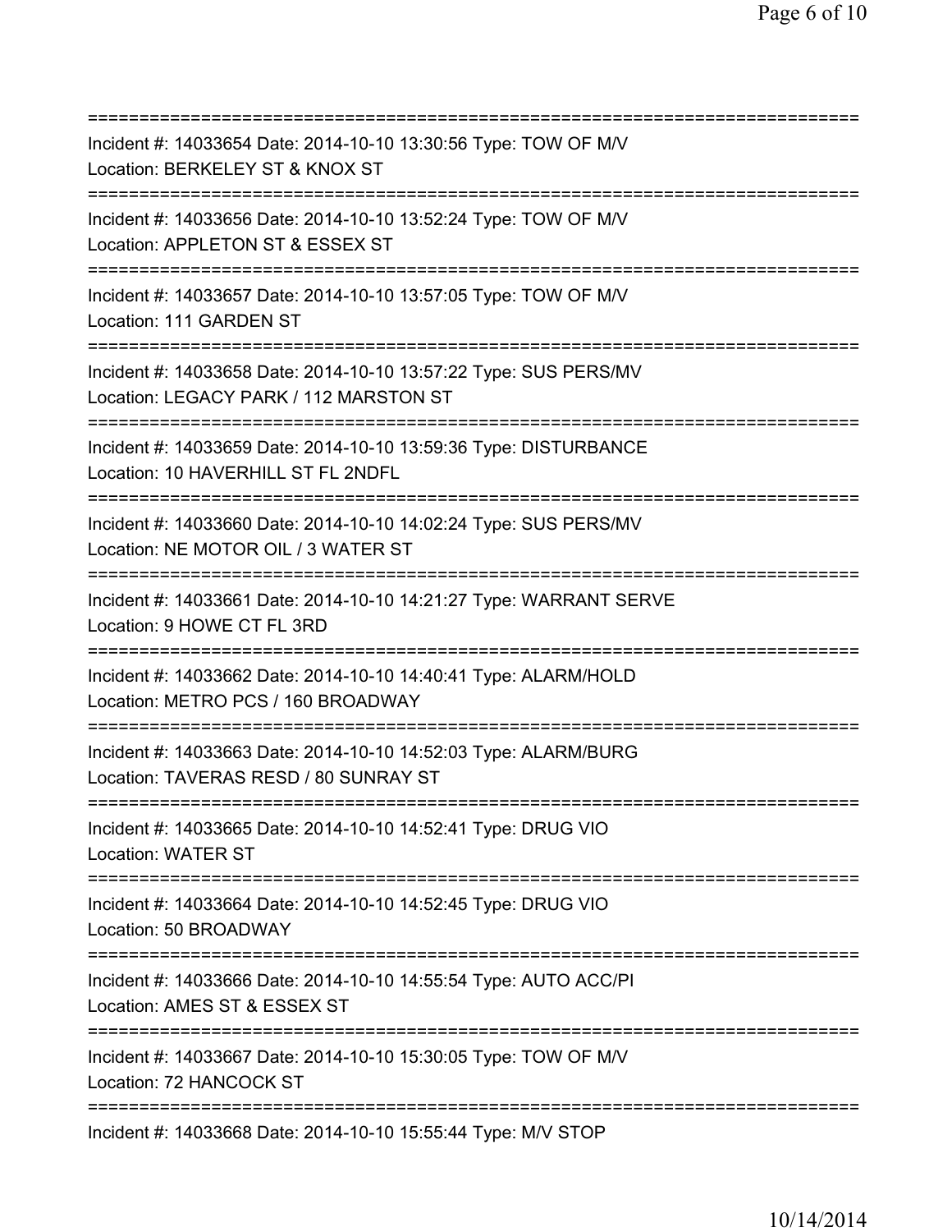===========================================================================
Incident #: 14033654 Date: 2014-10-10 13:30:56 Type: TOW OF M/V
Location: BERKELEY ST & KNOX ST
===========================================================================
Incident #: 14033656 Date: 2014-10-10 13:52:24 Type: TOW OF M/V
Location: APPLETON ST & ESSEX ST
===========================================================================
Incident #: 14033657 Date: 2014-10-10 13:57:05 Type: TOW OF M/V
Location: 111 GARDEN ST
===========================================================================
Incident #: 14033658 Date: 2014-10-10 13:57:22 Type: SUS PERS/MV
Location: LEGACY PARK / 112 MARSTON ST
===========================================================================
Incident #: 14033659 Date: 2014-10-10 13:59:36 Type: DISTURBANCE
Location: 10 HAVERHILL ST FL 2NDFL
===========================================================================
Incident #: 14033660 Date: 2014-10-10 14:02:24 Type: SUS PERS/MV
Location: NE MOTOR OIL / 3 WATER ST
===========================================================================
Incident #: 14033661 Date: 2014-10-10 14:21:27 Type: WARRANT SERVE
Location: 9 HOWE CT FL 3RD
===========================================================================
Incident #: 14033662 Date: 2014-10-10 14:40:41 Type: ALARM/HOLD
Location: METRO PCS / 160 BROADWAY
===========================================================================
Incident #: 14033663 Date: 2014-10-10 14:52:03 Type: ALARM/BURG
Location: TAVERAS RESD / 80 SUNRAY ST
===========================================================================
Incident #: 14033665 Date: 2014-10-10 14:52:41 Type: DRUG VIO
Location: WATER ST
===========================================================================
Incident #: 14033664 Date: 2014-10-10 14:52:45 Type: DRUG VIO
Location: 50 BROADWAY
===========================================================================
Incident #: 14033666 Date: 2014-10-10 14:55:54 Type: AUTO ACC/PI
Location: AMES ST & ESSEX ST
===========================================================================
Incident #: 14033667 Date: 2014-10-10 15:30:05 Type: TOW OF M/V
Location: 72 HANCOCK ST
===========================================================================
Incident #: 14033668 Date: 2014-10-10 15:55:44 Type: M/V STOP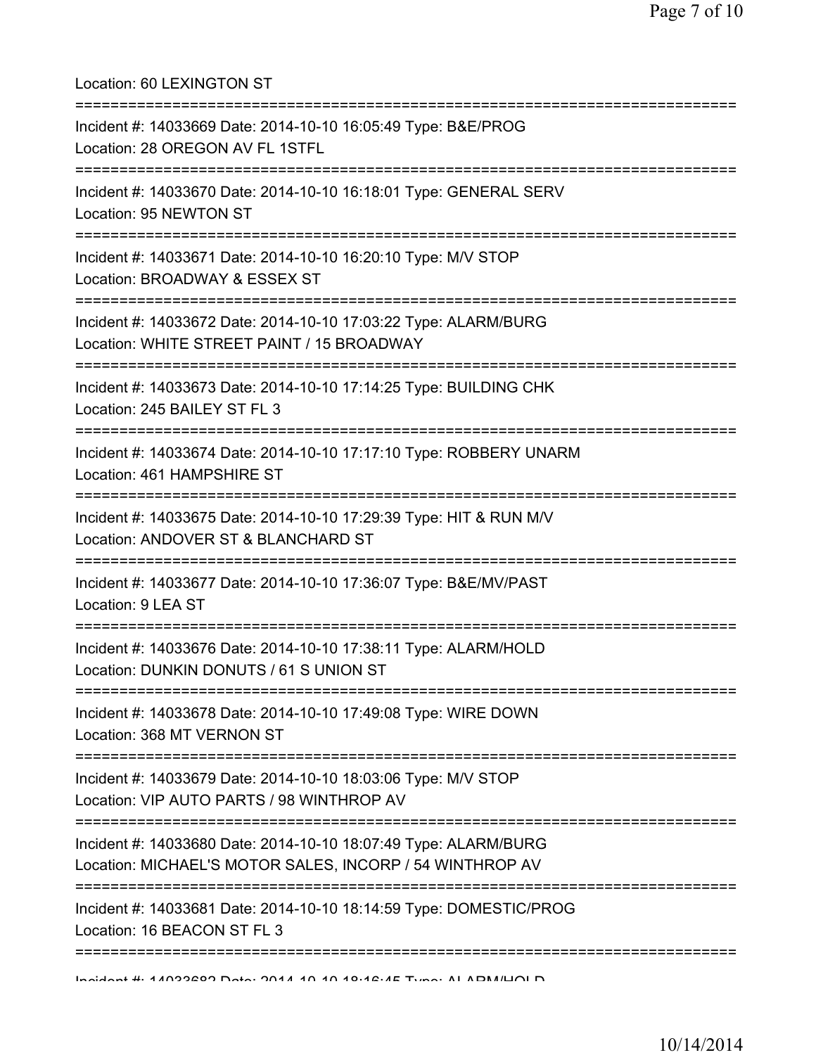Location: 60 LEXINGTON ST

===========================================================================

Incident #: 14033669 Date: 2014-10-10 16:05:49 Type: B&E/PROG
Location: 28 OREGON AV FL 1STFL

===========================================================================

Incident #: 14033670 Date: 2014-10-10 16:18:01 Type: GENERAL SERV
Location: 95 NEWTON ST

===========================================================================

Incident #: 14033671 Date: 2014-10-10 16:20:10 Type: M/V STOP
Location: BROADWAY & ESSEX ST

===========================================================================

Incident #: 14033672 Date: 2014-10-10 17:03:22 Type: ALARM/BURG
Location: WHITE STREET PAINT / 15 BROADWAY

===========================================================================

Incident #: 14033673 Date: 2014-10-10 17:14:25 Type: BUILDING CHK
Location: 245 BAILEY ST FL 3

===========================================================================

Incident #: 14033674 Date: 2014-10-10 17:17:10 Type: ROBBERY UNARM
Location: 461 HAMPSHIRE ST

===========================================================================

Incident #: 14033675 Date: 2014-10-10 17:29:39 Type: HIT & RUN M/V
Location: ANDOVER ST & BLANCHARD ST

===========================================================================

Incident #: 14033677 Date: 2014-10-10 17:36:07 Type: B&E/MV/PAST
Location: 9 LEA ST

===========================================================================

Incident #: 14033676 Date: 2014-10-10 17:38:11 Type: ALARM/HOLD
Location: DUNKIN DONUTS / 61 S UNION ST

===========================================================================

Incident #: 14033678 Date: 2014-10-10 17:49:08 Type: WIRE DOWN
Location: 368 MT VERNON ST

===========================================================================

Incident #: 14033679 Date: 2014-10-10 18:03:06 Type: M/V STOP
Location: VIP AUTO PARTS / 98 WINTHROP AV

===========================================================================

Incident #: 14033680 Date: 2014-10-10 18:07:49 Type: ALARM/BURG
Location: MICHAEL'S MOTOR SALES, INCORP / 54 WINTHROP AV

===========================================================================

Incident #: 14033681 Date: 2014-10-10 18:14:59 Type: DOMESTIC/PROG
Location: 16 BEACON ST FL 3

===========================================================================

Incident #: 14033682 Date: 2014-10-10 18:16:45 Type: ALARM/HOLD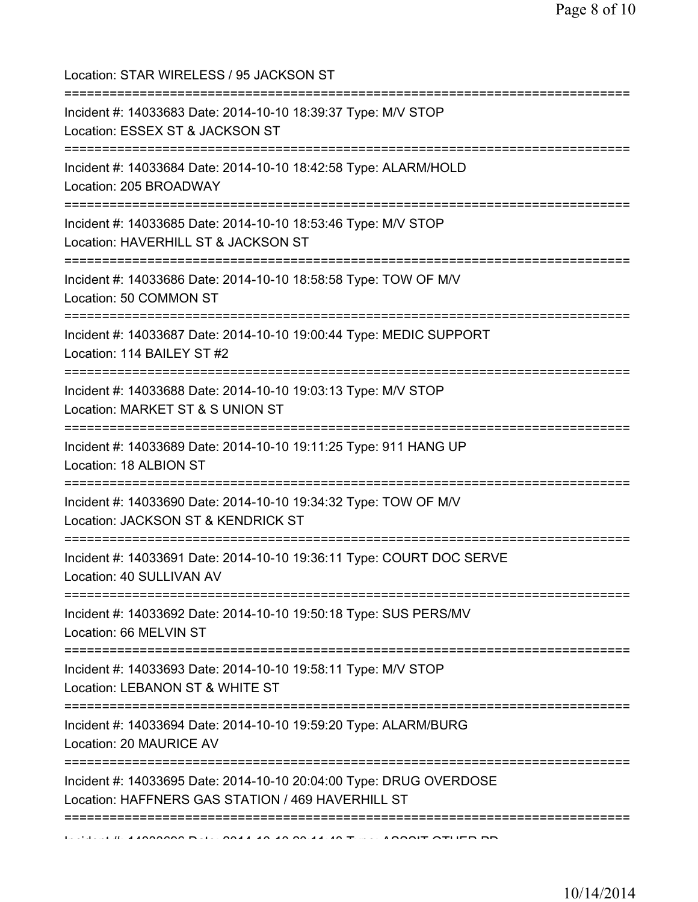Location: STAR WIRELESS / 95 JACKSON ST

===========================================================================

Incident #: 14033683 Date: 2014-10-10 18:39:37 Type: M/V STOP

Location: ESSEX ST & JACKSON ST

===========================================================================

Incident #: 14033684 Date: 2014-10-10 18:42:58 Type: ALARM/HOLD

Location: 205 BROADWAY

===========================================================================

Incident #: 14033685 Date: 2014-10-10 18:53:46 Type: M/V STOP

Location: HAVERHILL ST & JACKSON ST

===========================================================================

Incident #: 14033686 Date: 2014-10-10 18:58:58 Type: TOW OF M/V

Location: 50 COMMON ST

===========================================================================

Incident #: 14033687 Date: 2014-10-10 19:00:44 Type: MEDIC SUPPORT

Location: 114 BAILEY ST #2

===========================================================================

Incident #: 14033688 Date: 2014-10-10 19:03:13 Type: M/V STOP

Location: MARKET ST & S UNION ST

===========================================================================

Incident #: 14033689 Date: 2014-10-10 19:11:25 Type: 911 HANG UP

Location: 18 ALBION ST

===========================================================================

Incident #: 14033690 Date: 2014-10-10 19:34:32 Type: TOW OF M/V

Location: JACKSON ST & KENDRICK ST

===========================================================================

Incident #: 14033691 Date: 2014-10-10 19:36:11 Type: COURT DOC SERVE

Location: 40 SULLIVAN AV

===========================================================================

Incident #: 14033692 Date: 2014-10-10 19:50:18 Type: SUS PERS/MV

Location: 66 MELVIN ST

===========================================================================

Incident #: 14033693 Date: 2014-10-10 19:58:11 Type: M/V STOP

Location: LEBANON ST & WHITE ST

===========================================================================

Incident #: 14033694 Date: 2014-10-10 19:59:20 Type: ALARM/BURG

Location: 20 MAURICE AV

===========================================================================

Incident #: 14033695 Date: 2014-10-10 20:04:00 Type: DRUG OVERDOSE

Location: HAFFNERS GAS STATION / 469 HAVERHILL ST

===========================================================================

Incident #: 14033696 Date: 2014-10-10 20:11:48 Type: ASSSIT OTHER PD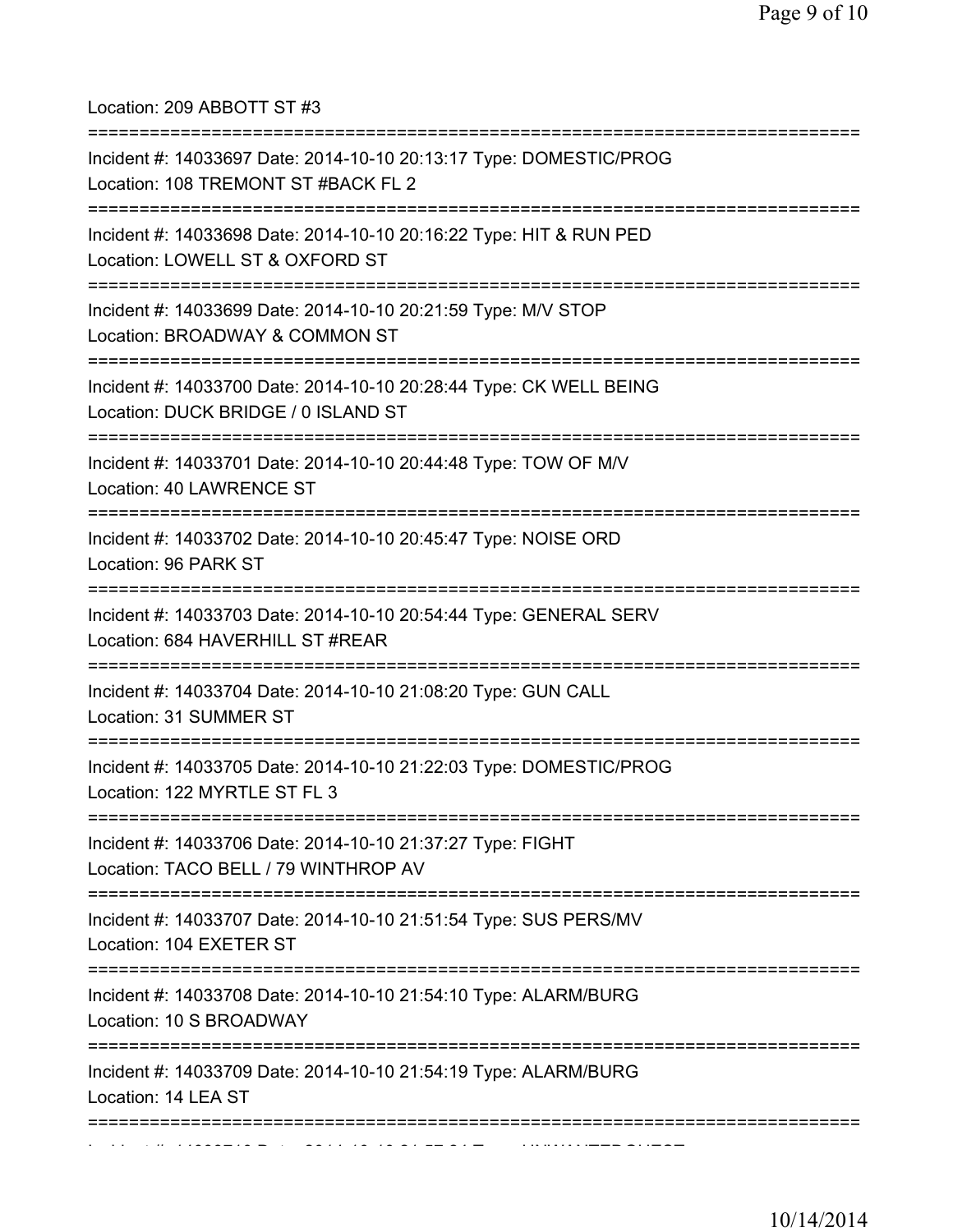Location: 209 ABBOTT ST #3

===========================================================================

Incident #: 14033697 Date: 2014-10-10 20:13:17 Type: DOMESTIC/PROG
Location: 108 TREMONT ST #BACK FL 2

===========================================================================

Incident #: 14033698 Date: 2014-10-10 20:16:22 Type: HIT & RUN PED
Location: LOWELL ST & OXFORD ST

===========================================================================

Incident #: 14033699 Date: 2014-10-10 20:21:59 Type: M/V STOP
Location: BROADWAY & COMMON ST

===========================================================================

Incident #: 14033700 Date: 2014-10-10 20:28:44 Type: CK WELL BEING
Location: DUCK BRIDGE / 0 ISLAND ST

===========================================================================

Incident #: 14033701 Date: 2014-10-10 20:44:48 Type: TOW OF M/V
Location: 40 LAWRENCE ST

===========================================================================

Incident #: 14033702 Date: 2014-10-10 20:45:47 Type: NOISE ORD
Location: 96 PARK ST

===========================================================================

Incident #: 14033703 Date: 2014-10-10 20:54:44 Type: GENERAL SERV
Location: 684 HAVERHILL ST #REAR

===========================================================================

Incident #: 14033704 Date: 2014-10-10 21:08:20 Type: GUN CALL
Location: 31 SUMMER ST

===========================================================================

Incident #: 14033705 Date: 2014-10-10 21:22:03 Type: DOMESTIC/PROG
Location: 122 MYRTLE ST FL 3

===========================================================================

Incident #: 14033706 Date: 2014-10-10 21:37:27 Type: FIGHT
Location: TACO BELL / 79 WINTHROP AV

===========================================================================

Incident #: 14033707 Date: 2014-10-10 21:51:54 Type: SUS PERS/MV
Location: 104 EXETER ST

===========================================================================

Incident #: 14033708 Date: 2014-10-10 21:54:10 Type: ALARM/BURG
Location: 10 S BROADWAY

===========================================================================

Incident #: 14033709 Date: 2014-10-10 21:54:19 Type: ALARM/BURG
Location: 14 LEA ST

===========================================================================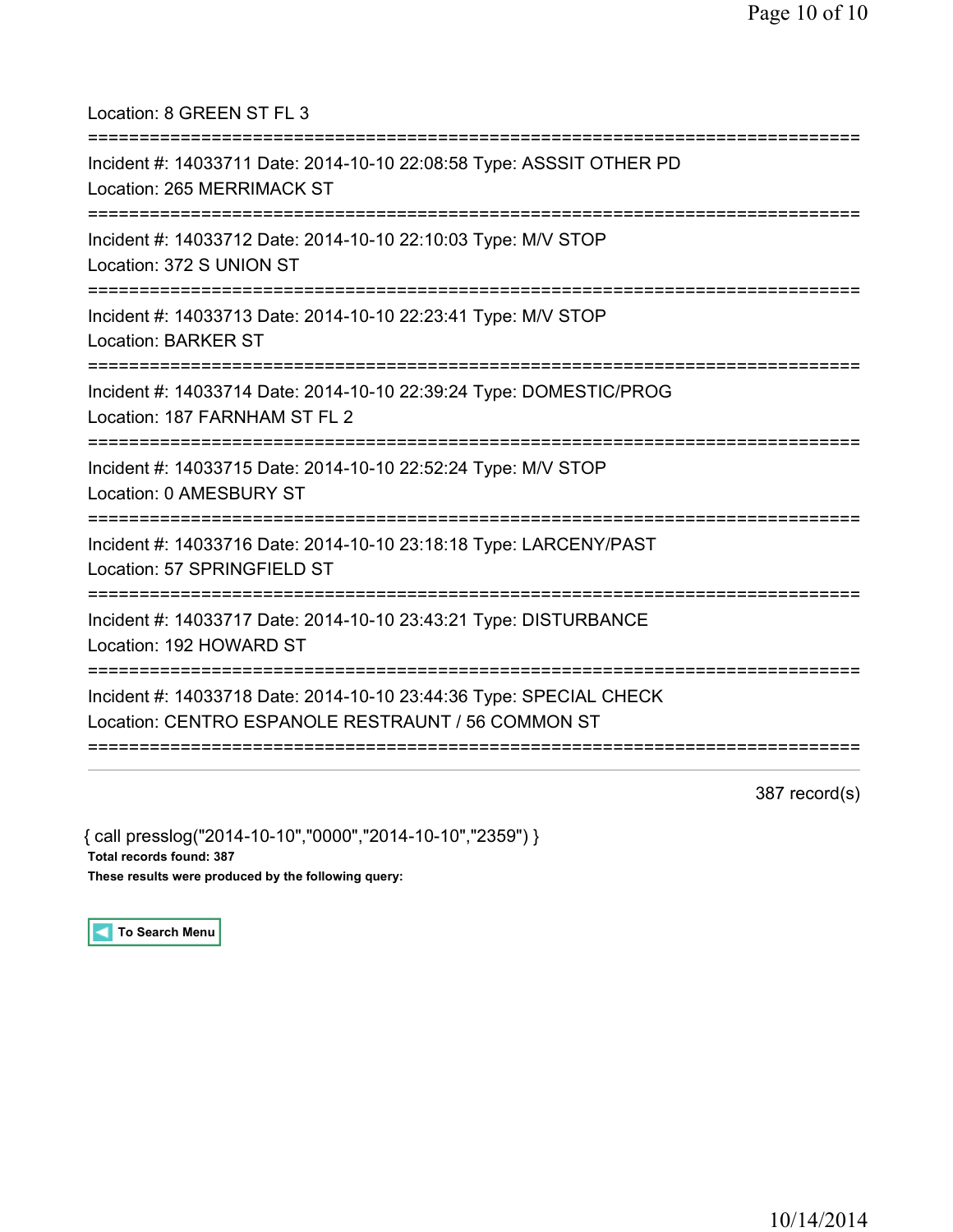Location: 8 GREEN ST FL 3

===========================================================================

Incident #: 14033711 Date: 2014-10-10 22:08:58 Type: ASSSIT OTHER PD

Location: 265 MERRIMACK ST

===========================================================================

Incident #: 14033712 Date: 2014-10-10 22:10:03 Type: M/V STOP

Location: 372 S UNION ST

===========================================================================

Incident #: 14033713 Date: 2014-10-10 22:23:41 Type: M/V STOP

Location: BARKER ST

===========================================================================

Incident #: 14033714 Date: 2014-10-10 22:39:24 Type: DOMESTIC/PROG

Location: 187 FARNHAM ST FL 2

===========================================================================

Incident #: 14033715 Date: 2014-10-10 22:52:24 Type: M/V STOP

Location: 0 AMESBURY ST

===========================================================================

Incident #: 14033716 Date: 2014-10-10 23:18:18 Type: LARCENY/PAST

Location: 57 SPRINGFIELD ST

===========================================================================

Incident #: 14033717 Date: 2014-10-10 23:43:21 Type: DISTURBANCE

Location: 192 HOWARD ST

===========================================================================

Incident #: 14033718 Date: 2014-10-10 23:44:36 Type: SPECIAL CHECK

Location: CENTRO ESPANOLE RESTRAUNT / 56 COMMON ST

===========================================================================

387 record(s)

{ call presslog("2014-10-10","0000","2014-10-10","2359") }

**Total records found: 387**

**These results were produced by the following query:**

To Search Menu